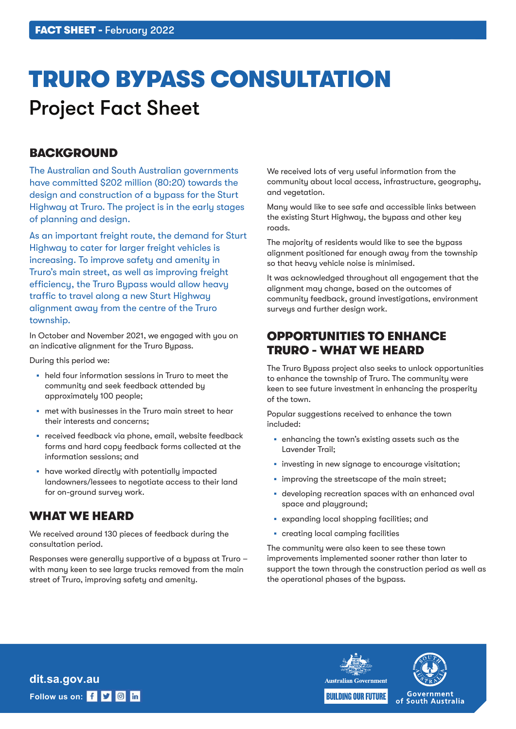**FACT SHEET** - February 2022

# TRURO BYPASS CONSULTATION

## Project Fact Sheet

## BACKGROUND

The Australian and South Australian governments have committed $202 million (80:20) towards the design and construction of a bypass for the Sturt Highway at Truro. The project is in the early stages of planning and design.

As an important freight route, the demand for Sturt Highway to cater for larger freight vehicles is increasing. To improve safety and amenity in Truro's main street, as well as improving freight efficiency, the Truro Bypass would allow heavy traffic to travel along a new Sturt Highway alignment away from the centre of the Truro township.

In October and November 2021, we engaged with you on an indicative alignment for the Truro Bypass.

During this period we:

- held four information sessions in Truro to meet the community and seek feedback attended by approximately 100 people;
- met with businesses in the Truro main street to hear their interests and concerns;
- received feedback via phone, email, website feedback forms and hard copy feedback forms collected at the information sessions; and
- have worked directly with potentially impacted landowners/lessees to negotiate access to their land for on-ground survey work.

## WHAT WE HEARD

We received around 130 pieces of feedback during the consultation period.

Responses were generally supportive of a bypass at Truro – with many keen to see large trucks removed from the main street of Truro, improving safety and amenity.

We received lots of very useful information from the community about local access, infrastructure, geography, and vegetation.

Many would like to see safe and accessible links between the existing Sturt Highway, the bypass and other key roads.

The majority of residents would like to see the bypass alignment positioned far enough away from the township so that heavy vehicle noise is minimised.

It was acknowledged throughout all engagement that the alignment may change, based on the outcomes of community feedback, ground investigations, environment surveys and further design work.

## OPPORTUNITIES TO ENHANCE TRURO - WHAT WE HEARD

The Truro Bypass project also seeks to unlock opportunities to enhance the township of Truro. The community were keen to see future investment in enhancing the prosperity of the town.

Popular suggestions received to enhance the town included:

- enhancing the town's existing assets such as the Lavender Trail;
- investing in new signage to encourage visitation;
- improving the streetscape of the main street;
- developing recreation spaces with an enhanced oval space and playground;
- expanding local shopping facilities; and
- creating local camping facilities

The community were also keen to see these town improvements implemented sooner rather than later to support the town through the construction period as well as the operational phases of the bypass.

dit.sa.gov.au

Follow us on:

Australian Government

BUILDING OUR FUTURE

Government of South Australia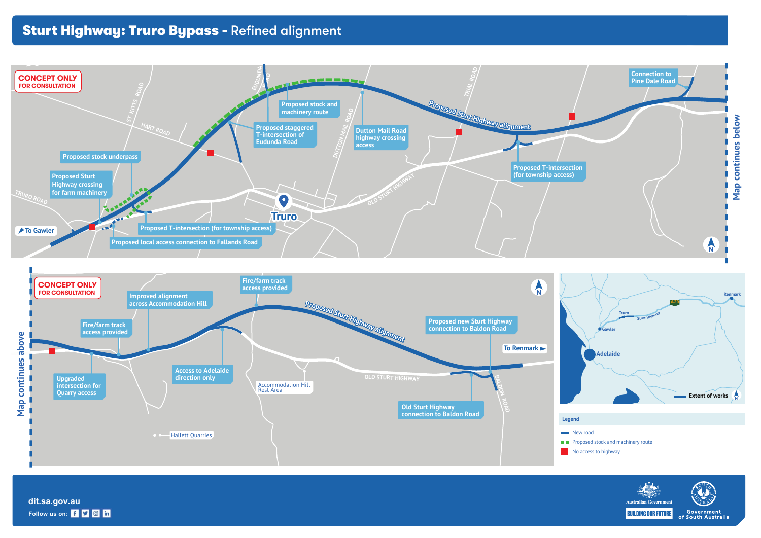# Sturt Highway: Truro Bypass - Refined alignment

**CONCEPT ONLY**
**FOR CONSULTATION**

- To Gawler
- Truro Road
- St Kitts Road
- Hart Road
- Eudunda Road
- Dutton Mail Road
- Trial Road
- Old Sturt Highway
- Truro
- Proposed Sturt Highway alignment
- Proposed stock underpass
- Proposed Sturt Highway crossing for farm machinery
- Proposed T-intersection (for township access)
- Proposed local access connection to Fallands Road
- Proposed stock and machinery route
- Proposed staggered T-intersection of Eudunda Road
- Dutton Mail Road highway crossing access
- Proposed T-intersection (for township access)
- Connection to Pine Dale Road
- Map continues below

**CONCEPT ONLY**
**FOR CONSULTATION**

- Map continues above
- Upgraded intersection for Quarry access
- Fire/farm track access provided
- Improved alignment across Accommodation Hill
- Fire/farm track access provided
- Access to Adelaide direction only
- Accommodation Hill Rest Area
- Hallett Quarries
- Proposed Sturt Highway alignment
- Old Sturt Highway
- Proposed new Sturt Highway connection to Baldon Road
- Old Sturt Highway connection to Baldon Road
- Baldon Road
- To Renmark

Adelaide, Gawler, Truro, Sturt Highway, A20, Renmark

Extent of works

**Legend**

- New road
- Proposed stock and machinery route
- No access to highway

dit.sa.gov.au

Follow us on:

Australian Government — Building Our Future

Government of South Australia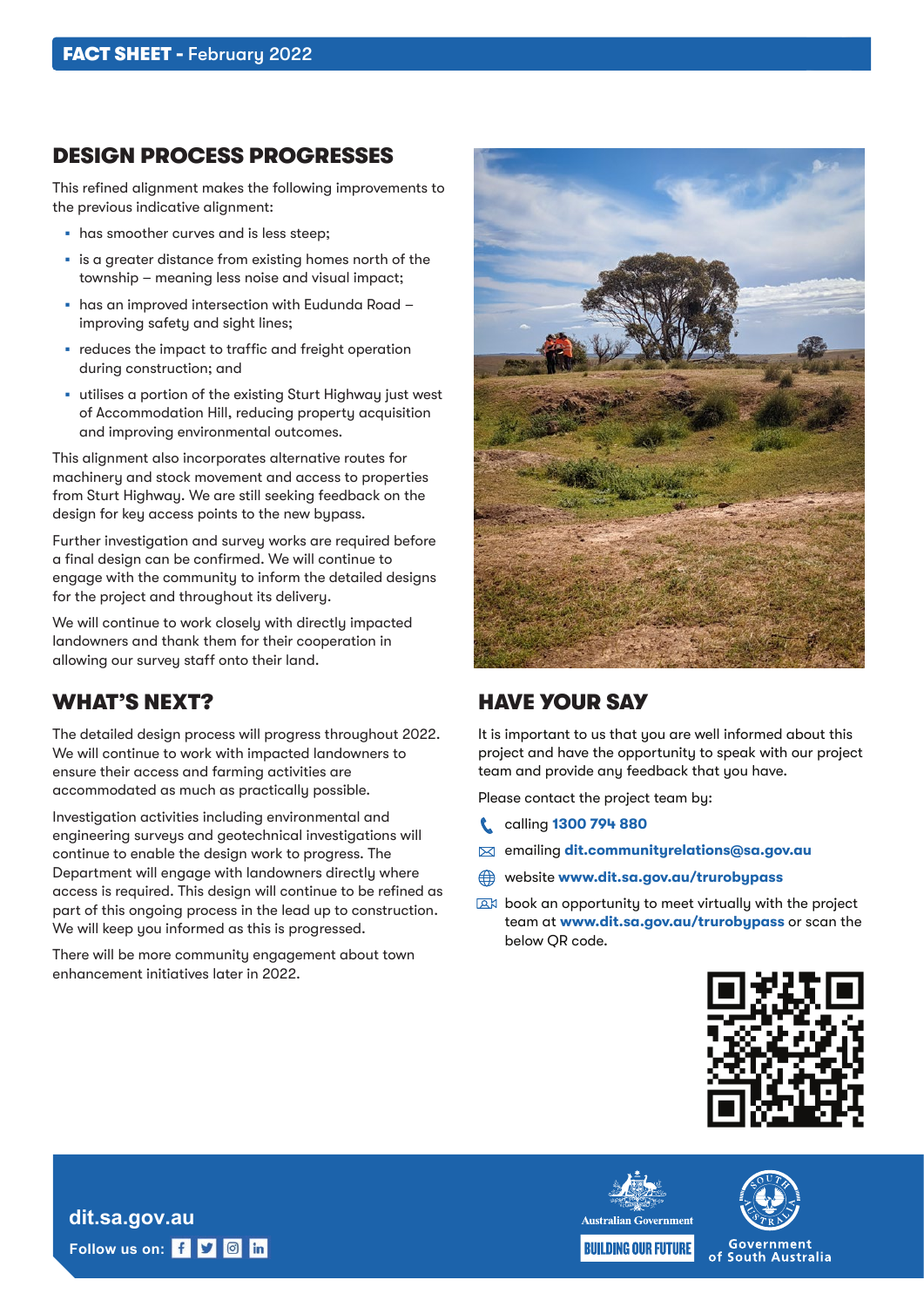## DESIGN PROCESS PROGRESSES

This refined alignment makes the following improvements to the previous indicative alignment:

- has smoother curves and is less steep;
- is a greater distance from existing homes north of the township – meaning less noise and visual impact;
- has an improved intersection with Eudunda Road – improving safety and sight lines;
- reduces the impact to traffic and freight operation during construction; and
- utilises a portion of the existing Sturt Highway just west of Accommodation Hill, reducing property acquisition and improving environmental outcomes.

This alignment also incorporates alternative routes for machinery and stock movement and access to properties from Sturt Highway. We are still seeking feedback on the design for key access points to the new bypass.

Further investigation and survey works are required before a final design can be confirmed. We will continue to engage with the community to inform the detailed designs for the project and throughout its delivery.

We will continue to work closely with directly impacted landowners and thank them for their cooperation in allowing our survey staff onto their land.

## WHAT'S NEXT?

The detailed design process will progress throughout 2022. We will continue to work with impacted landowners to ensure their access and farming activities are accommodated as much as practically possible.

Investigation activities including environmental and engineering surveys and geotechnical investigations will continue to enable the design work to progress. The Department will engage with landowners directly where access is required. This design will continue to be refined as part of this ongoing process in the lead up to construction. We will keep you informed as this is progressed.

There will be more community engagement about town enhancement initiatives later in 2022.

## HAVE YOUR SAY

It is important to us that you are well informed about this project and have the opportunity to speak with our project team and provide any feedback that you have.

Please contact the project team by:

- calling **1300 794 880**
- emailing **dit.communityrelations@sa.gov.au**
- website **www.dit.sa.gov.au/trurobypass**
- book an opportunity to meet virtually with the project team at **www.dit.sa.gov.au/trurobypass** or scan the below QR code.

**dit.sa.gov.au**

**Follow us on:**

Australian Government

BUILDING OUR FUTURE

Government of South Australia